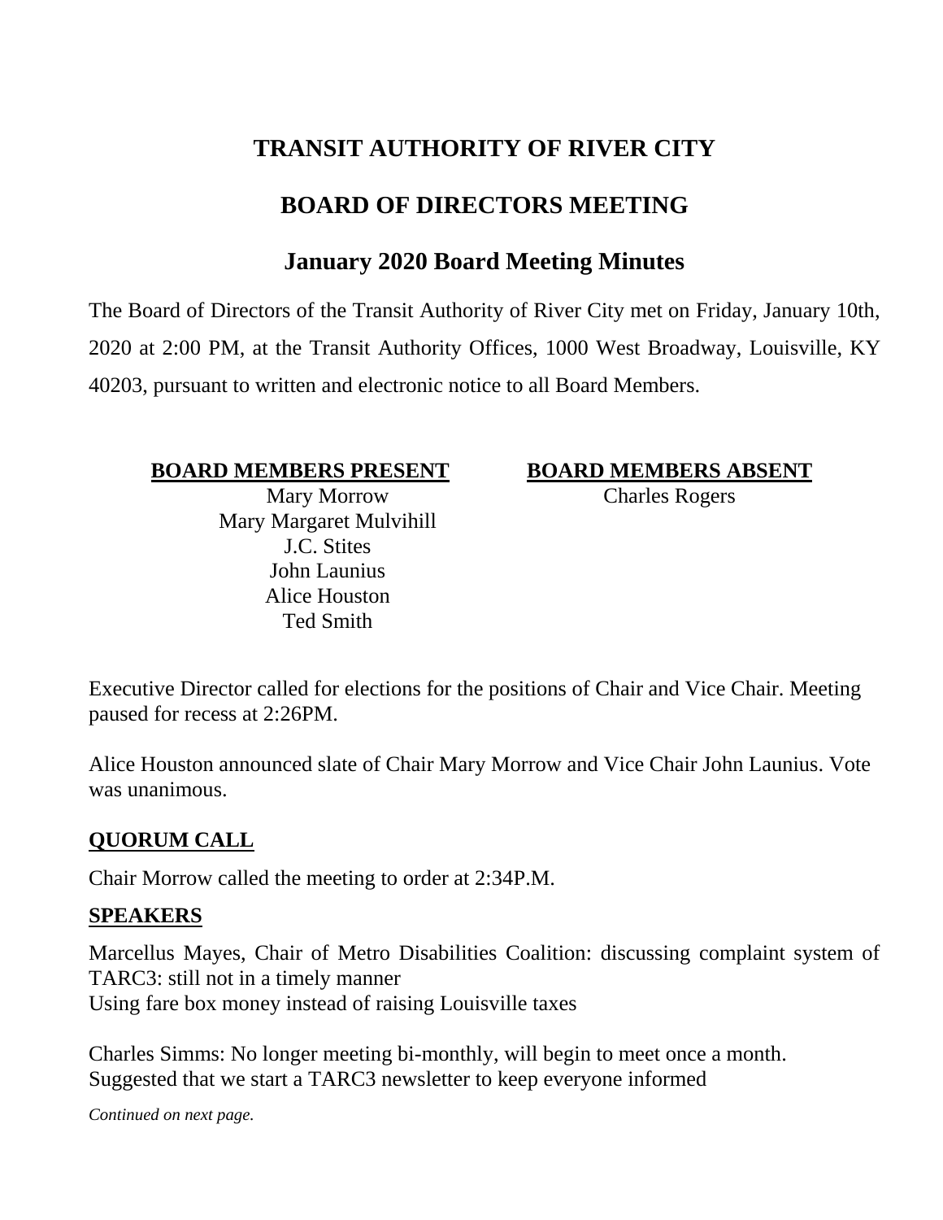# TRANSIT AUTHORITY OF RIVER CITY

# BOARD OF DIRECTORS MEETING

## January 2020 Board Meeting Minutes

The Board of Directors of the Transit Authority of River City met on Friday, January 10th, 2020 at 2:00 PM, at the Transit Authority Offices, 1000 West Broadway, Louisville, KY 40203, pursuant to written and electronic notice to all Board Members.

| BOARD MEMBERS PRESENT | BOARD MEMBERS ABSENT |
| --- | --- |
| Mary Morrow | Charles Rogers |
| Mary Margaret Mulvihill | |
| J.C. Stites | |
| John Launius | |
| Alice Houston | |
| Ted Smith | |

Executive Director called for elections for the positions of Chair and Vice Chair. Meeting paused for recess at 2:26PM.

Alice Houston announced slate of Chair Mary Morrow and Vice Chair John Launius. Vote was unanimous.

### QUORUM CALL

Chair Morrow called the meeting to order at 2:34P.M.

### SPEAKERS

Marcellus Mayes, Chair of Metro Disabilities Coalition: discussing complaint system of TARC3: still not in a timely manner
Using fare box money instead of raising Louisville taxes

Charles Simms: No longer meeting bi-monthly, will begin to meet once a month.
Suggested that we start a TARC3 newsletter to keep everyone informed

*Continued on next page.*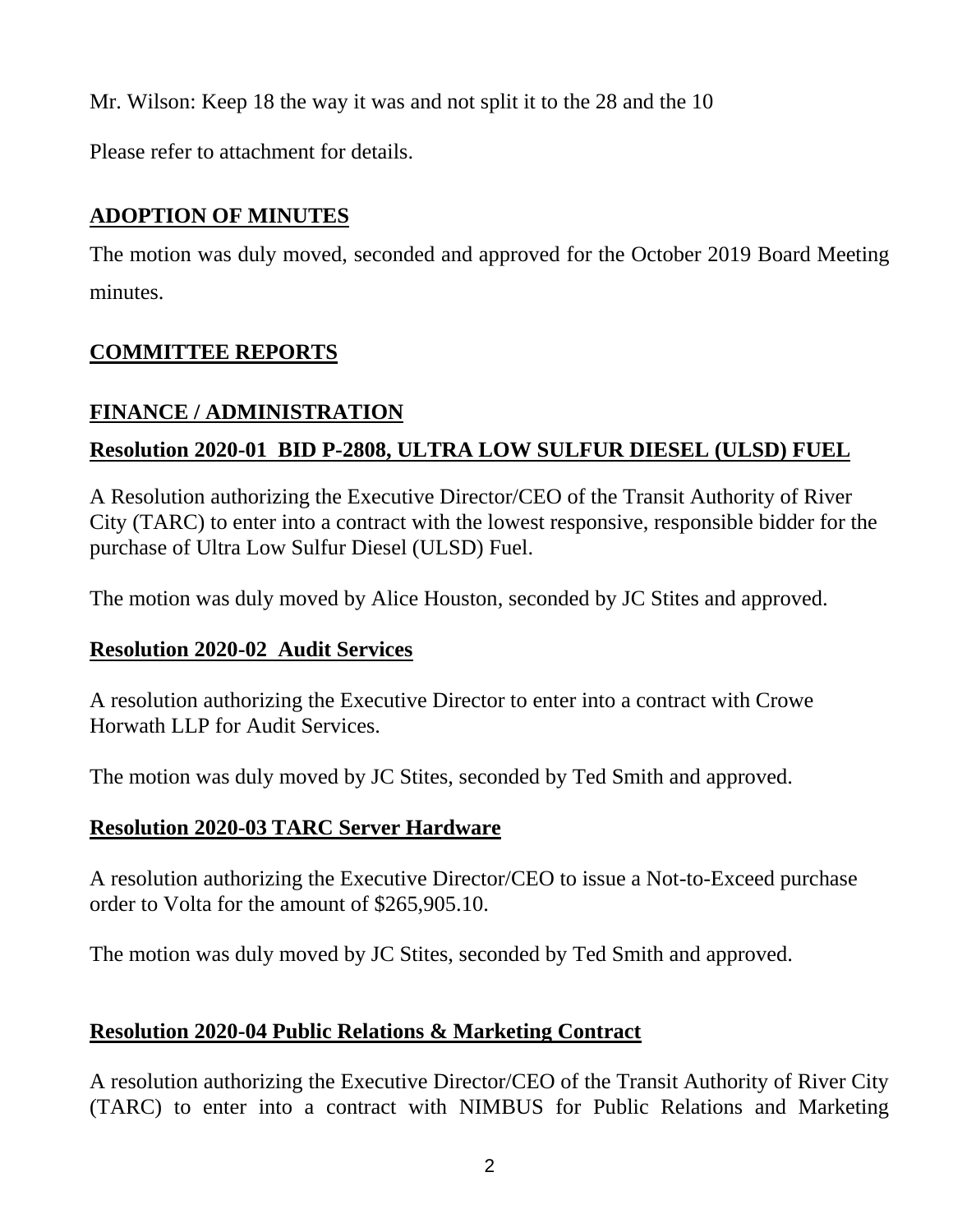Mr. Wilson: Keep 18 the way it was and not split it to the 28 and the 10

Please refer to attachment for details.

## ADOPTION OF MINUTES

The motion was duly moved, seconded and approved for the October 2019 Board Meeting minutes.

## COMMITTEE REPORTS

## FINANCE / ADMINISTRATION

### Resolution 2020-01 BID P-2808, ULTRA LOW SULFUR DIESEL (ULSD) FUEL

A Resolution authorizing the Executive Director/CEO of the Transit Authority of River City (TARC) to enter into a contract with the lowest responsive, responsible bidder for the purchase of Ultra Low Sulfur Diesel (ULSD) Fuel.

The motion was duly moved by Alice Houston, seconded by JC Stites and approved.

### Resolution 2020-02 Audit Services

A resolution authorizing the Executive Director to enter into a contract with Crowe Horwath LLP for Audit Services.

The motion was duly moved by JC Stites, seconded by Ted Smith and approved.

### Resolution 2020-03 TARC Server Hardware

A resolution authorizing the Executive Director/CEO to issue a Not-to-Exceed purchase order to Volta for the amount of $265,905.10.

The motion was duly moved by JC Stites, seconded by Ted Smith and approved.

### Resolution 2020-04 Public Relations & Marketing Contract

A resolution authorizing the Executive Director/CEO of the Transit Authority of River City (TARC) to enter into a contract with NIMBUS for Public Relations and Marketing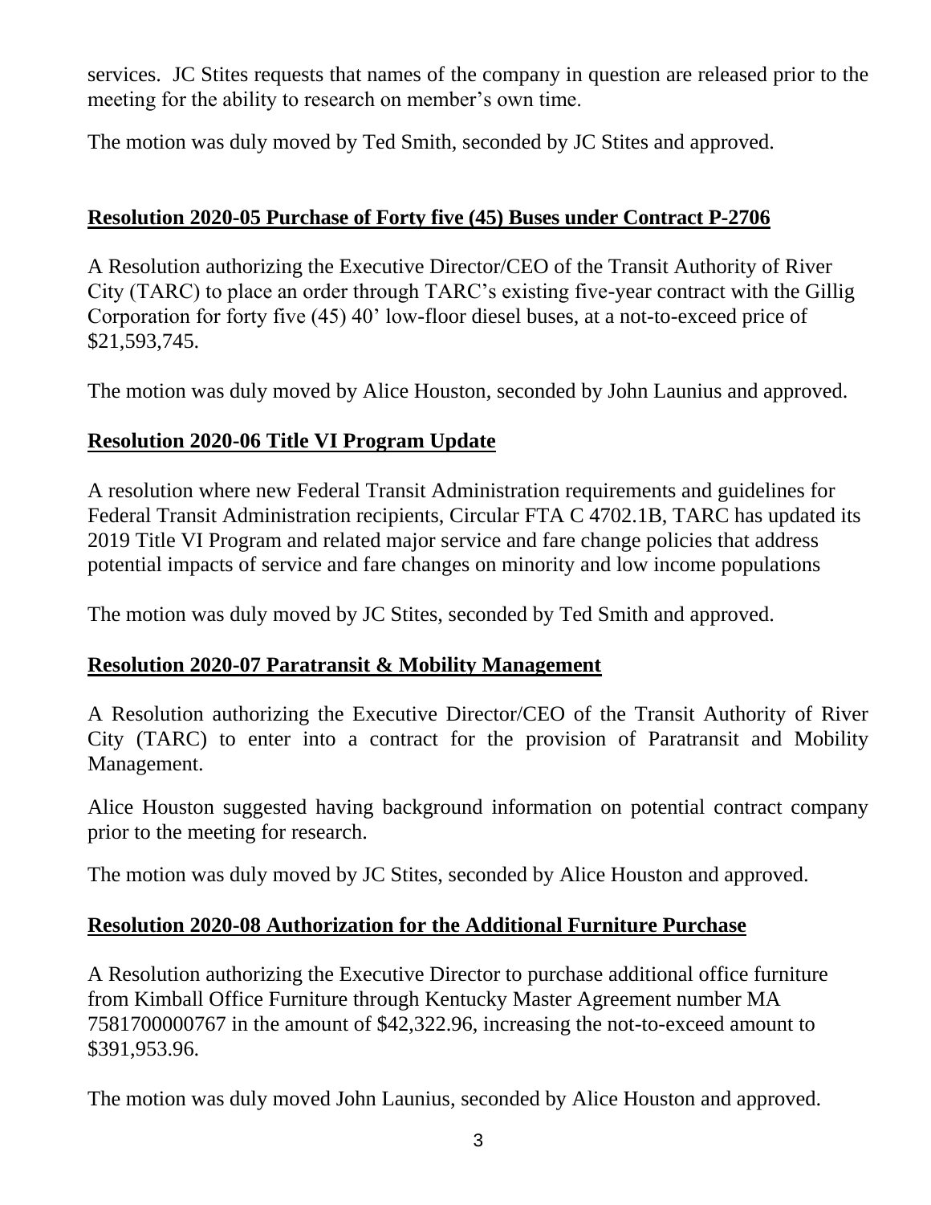services. JC Stites requests that names of the company in question are released prior to the meeting for the ability to research on member's own time.

The motion was duly moved by Ted Smith, seconded by JC Stites and approved.

## **Resolution 2020-05 Purchase of Forty five (45) Buses under Contract P-2706**

A Resolution authorizing the Executive Director/CEO of the Transit Authority of River City (TARC) to place an order through TARC's existing five-year contract with the Gillig Corporation for forty five (45) 40' low-floor diesel buses, at a not-to-exceed price of $21,593,745.

The motion was duly moved by Alice Houston, seconded by John Launius and approved.

## **Resolution 2020-06 Title VI Program Update**

A resolution where new Federal Transit Administration requirements and guidelines for Federal Transit Administration recipients, Circular FTA C 4702.1B, TARC has updated its 2019 Title VI Program and related major service and fare change policies that address potential impacts of service and fare changes on minority and low income populations

The motion was duly moved by JC Stites, seconded by Ted Smith and approved.

## **Resolution 2020-07 Paratransit & Mobility Management**

A Resolution authorizing the Executive Director/CEO of the Transit Authority of River City (TARC) to enter into a contract for the provision of Paratransit and Mobility Management.

Alice Houston suggested having background information on potential contract company prior to the meeting for research.

The motion was duly moved by JC Stites, seconded by Alice Houston and approved.

## **Resolution 2020-08 Authorization for the Additional Furniture Purchase**

A Resolution authorizing the Executive Director to purchase additional office furniture from Kimball Office Furniture through Kentucky Master Agreement number MA 7581700000767 in the amount of $42,322.96, increasing the not-to-exceed amount to $391,953.96.

The motion was duly moved John Launius, seconded by Alice Houston and approved.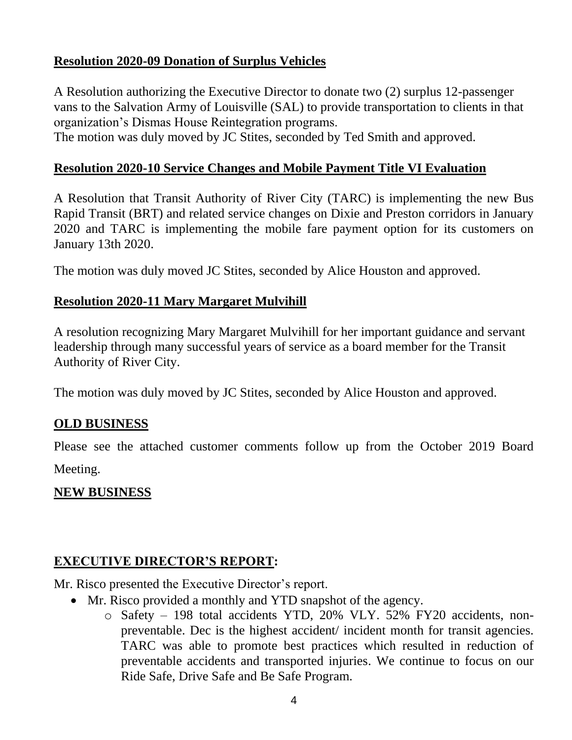## Resolution 2020-09 Donation of Surplus Vehicles

A Resolution authorizing the Executive Director to donate two (2) surplus 12-passenger vans to the Salvation Army of Louisville (SAL) to provide transportation to clients in that organization's Dismas House Reintegration programs.
The motion was duly moved by JC Stites, seconded by Ted Smith and approved.

## Resolution 2020-10 Service Changes and Mobile Payment Title VI Evaluation

A Resolution that Transit Authority of River City (TARC) is implementing the new Bus Rapid Transit (BRT) and related service changes on Dixie and Preston corridors in January 2020 and TARC is implementing the mobile fare payment option for its customers on January 13th 2020.

The motion was duly moved JC Stites, seconded by Alice Houston and approved.

## Resolution 2020-11 Mary Margaret Mulvihill

A resolution recognizing Mary Margaret Mulvihill for her important guidance and servant leadership through many successful years of service as a board member for the Transit Authority of River City.

The motion was duly moved by JC Stites, seconded by Alice Houston and approved.

## OLD BUSINESS

Please see the attached customer comments follow up from the October 2019 Board Meeting.

## NEW BUSINESS

## EXECUTIVE DIRECTOR'S REPORT:

Mr. Risco presented the Executive Director's report.

- Mr. Risco provided a monthly and YTD snapshot of the agency.
  - Safety – 198 total accidents YTD, 20% VLY. 52% FY20 accidents, non-preventable. Dec is the highest accident/ incident month for transit agencies. TARC was able to promote best practices which resulted in reduction of preventable accidents and transported injuries. We continue to focus on our Ride Safe, Drive Safe and Be Safe Program.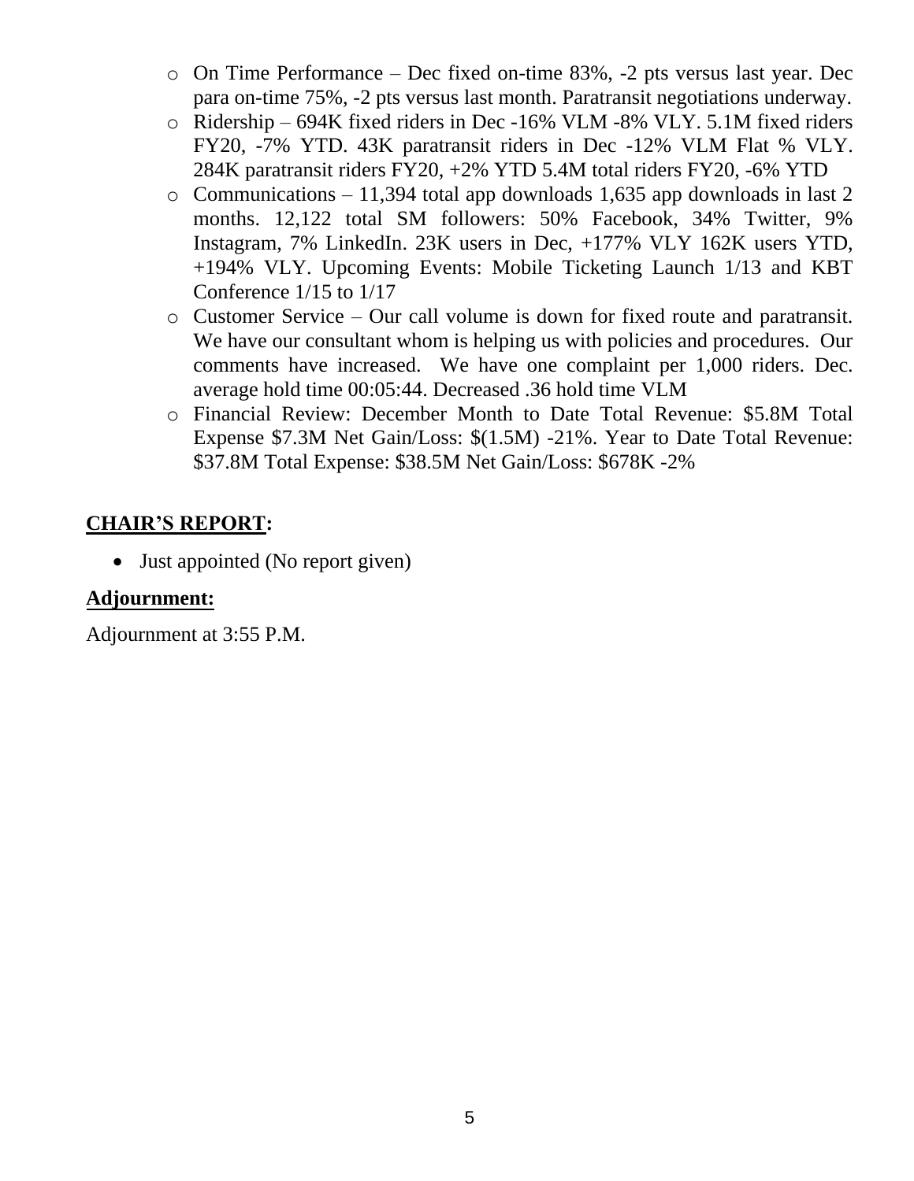- On Time Performance – Dec fixed on-time 83%, -2 pts versus last year. Dec para on-time 75%, -2 pts versus last month. Paratransit negotiations underway.
- Ridership – 694K fixed riders in Dec -16% VLM -8% VLY. 5.1M fixed riders FY20, -7% YTD. 43K paratransit riders in Dec -12% VLM Flat % VLY. 284K paratransit riders FY20, +2% YTD 5.4M total riders FY20, -6% YTD
- Communications – 11,394 total app downloads 1,635 app downloads in last 2 months. 12,122 total SM followers: 50% Facebook, 34% Twitter, 9% Instagram, 7% LinkedIn. 23K users in Dec, +177% VLY 162K users YTD, +194% VLY. Upcoming Events: Mobile Ticketing Launch 1/13 and KBT Conference 1/15 to 1/17
- Customer Service – Our call volume is down for fixed route and paratransit. We have our consultant whom is helping us with policies and procedures. Our comments have increased. We have one complaint per 1,000 riders. Dec. average hold time 00:05:44. Decreased .36 hold time VLM
- Financial Review: December Month to Date Total Revenue: $5.8M Total Expense $7.3M Net Gain/Loss: $(1.5M) -21%. Year to Date Total Revenue: $37.8M Total Expense: $38.5M Net Gain/Loss: $678K -2%

## CHAIR'S REPORT:

- Just appointed (No report given)

## Adjournment:

Adjournment at 3:55 P.M.